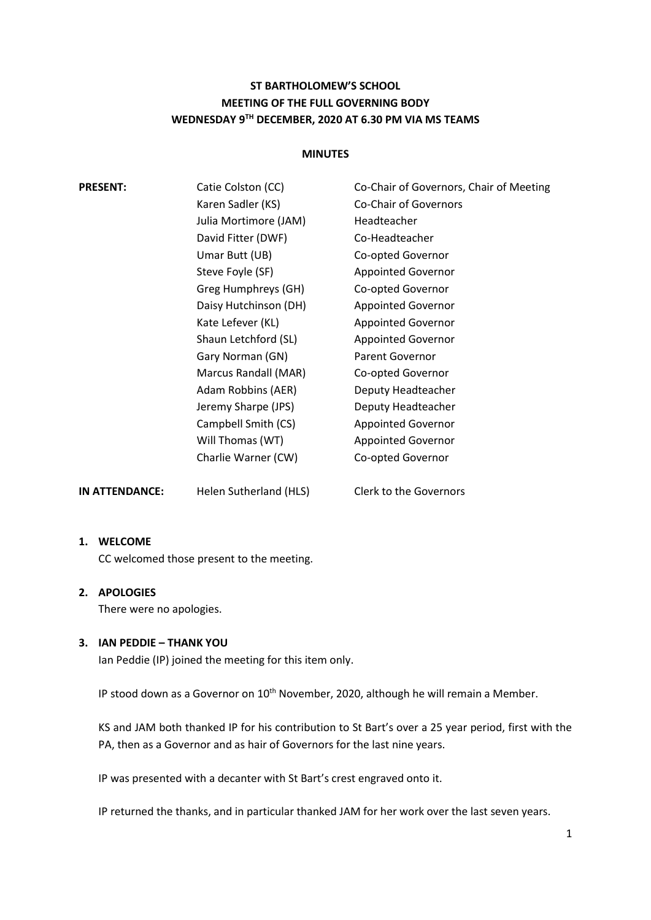**ST BARTHOLOMEW'S SCHOOL**
**MEETING OF THE FULL GOVERNING BODY**
**WEDNESDAY 9TH DECEMBER, 2020 AT 6.30 PM VIA MS TEAMS**

**MINUTES**

| | | |
|---|---|---|
| **PRESENT:** | Catie Colston (CC) | Co-Chair of Governors, Chair of Meeting |
| | Karen Sadler (KS) | Co-Chair of Governors |
| | Julia Mortimore (JAM) | Headteacher |
| | David Fitter (DWF) | Co-Headteacher |
| | Umar Butt (UB) | Co-opted Governor |
| | Steve Foyle (SF) | Appointed Governor |
| | Greg Humphreys (GH) | Co-opted Governor |
| | Daisy Hutchinson (DH) | Appointed Governor |
| | Kate Lefever (KL) | Appointed Governor |
| | Shaun Letchford (SL) | Appointed Governor |
| | Gary Norman (GN) | Parent Governor |
| | Marcus Randall (MAR) | Co-opted Governor |
| | Adam Robbins (AER) | Deputy Headteacher |
| | Jeremy Sharpe (JPS) | Deputy Headteacher |
| | Campbell Smith (CS) | Appointed Governor |
| | Will Thomas (WT) | Appointed Governor |
| | Charlie Warner (CW) | Co-opted Governor |
| **IN ATTENDANCE:** | Helen Sutherland (HLS) | Clerk to the Governors |

## 1. WELCOME

CC welcomed those present to the meeting.

## 2. APOLOGIES

There were no apologies.

## 3. IAN PEDDIE – THANK YOU

Ian Peddie (IP) joined the meeting for this item only.

IP stood down as a Governor on 10th November, 2020, although he will remain a Member.

KS and JAM both thanked IP for his contribution to St Bart's over a 25 year period, first with the PA, then as a Governor and as hair of Governors for the last nine years.

IP was presented with a decanter with St Bart's crest engraved onto it.

IP returned the thanks, and in particular thanked JAM for her work over the last seven years.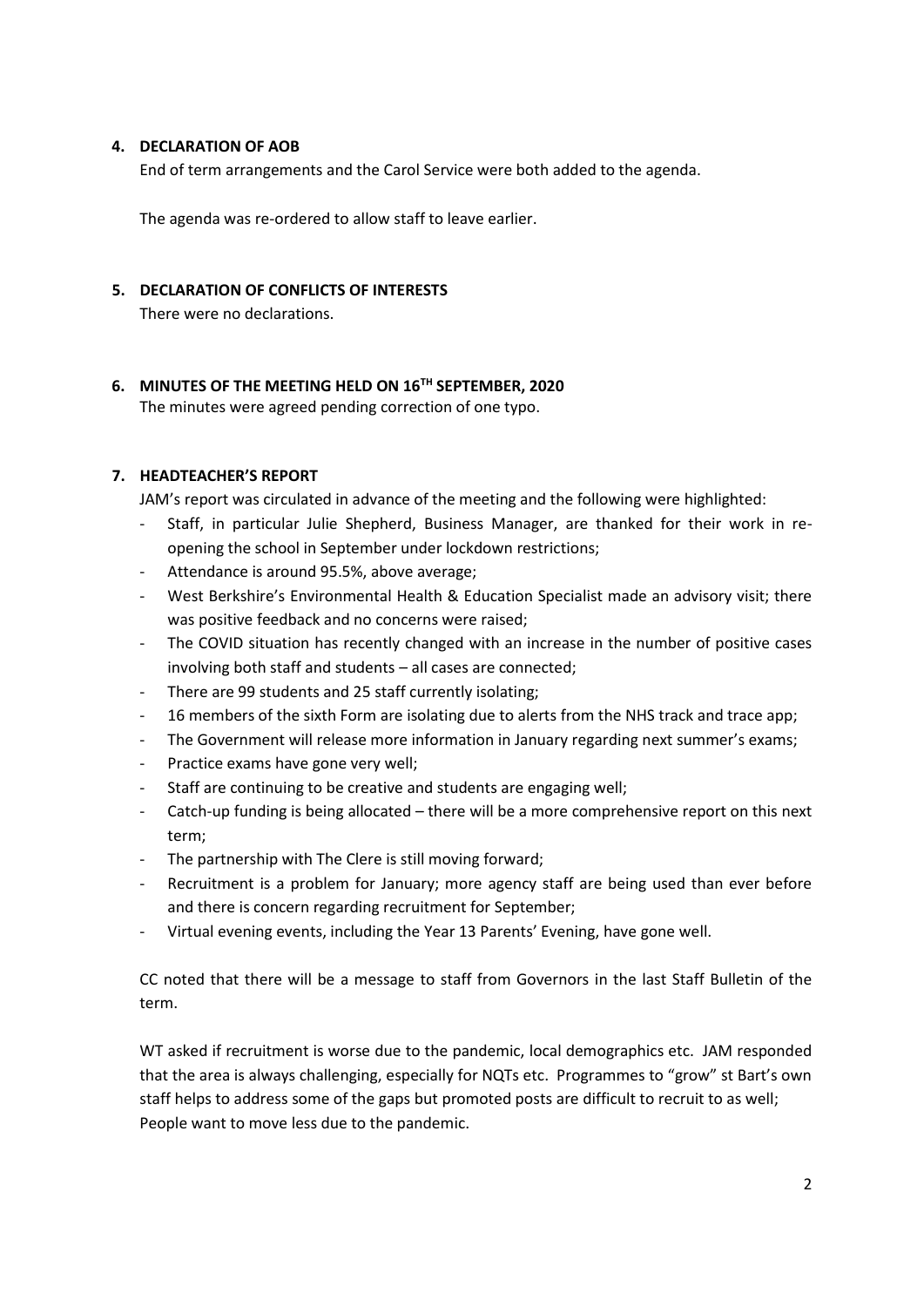## 4. DECLARATION OF AOB

End of term arrangements and the Carol Service were both added to the agenda.

The agenda was re-ordered to allow staff to leave earlier.

## 5. DECLARATION OF CONFLICTS OF INTERESTS

There were no declarations.

## 6. MINUTES OF THE MEETING HELD ON 16TH SEPTEMBER, 2020

The minutes were agreed pending correction of one typo.

## 7. HEADTEACHER'S REPORT

JAM's report was circulated in advance of the meeting and the following were highlighted:

- Staff, in particular Julie Shepherd, Business Manager, are thanked for their work in re-opening the school in September under lockdown restrictions;
- Attendance is around 95.5%, above average;
- West Berkshire's Environmental Health & Education Specialist made an advisory visit; there was positive feedback and no concerns were raised;
- The COVID situation has recently changed with an increase in the number of positive cases involving both staff and students – all cases are connected;
- There are 99 students and 25 staff currently isolating;
- 16 members of the sixth Form are isolating due to alerts from the NHS track and trace app;
- The Government will release more information in January regarding next summer's exams;
- Practice exams have gone very well;
- Staff are continuing to be creative and students are engaging well;
- Catch-up funding is being allocated – there will be a more comprehensive report on this next term;
- The partnership with The Clere is still moving forward;
- Recruitment is a problem for January; more agency staff are being used than ever before and there is concern regarding recruitment for September;
- Virtual evening events, including the Year 13 Parents' Evening, have gone well.

CC noted that there will be a message to staff from Governors in the last Staff Bulletin of the term.

WT asked if recruitment is worse due to the pandemic, local demographics etc. JAM responded that the area is always challenging, especially for NQTs etc. Programmes to "grow" st Bart's own staff helps to address some of the gaps but promoted posts are difficult to recruit to as well; People want to move less due to the pandemic.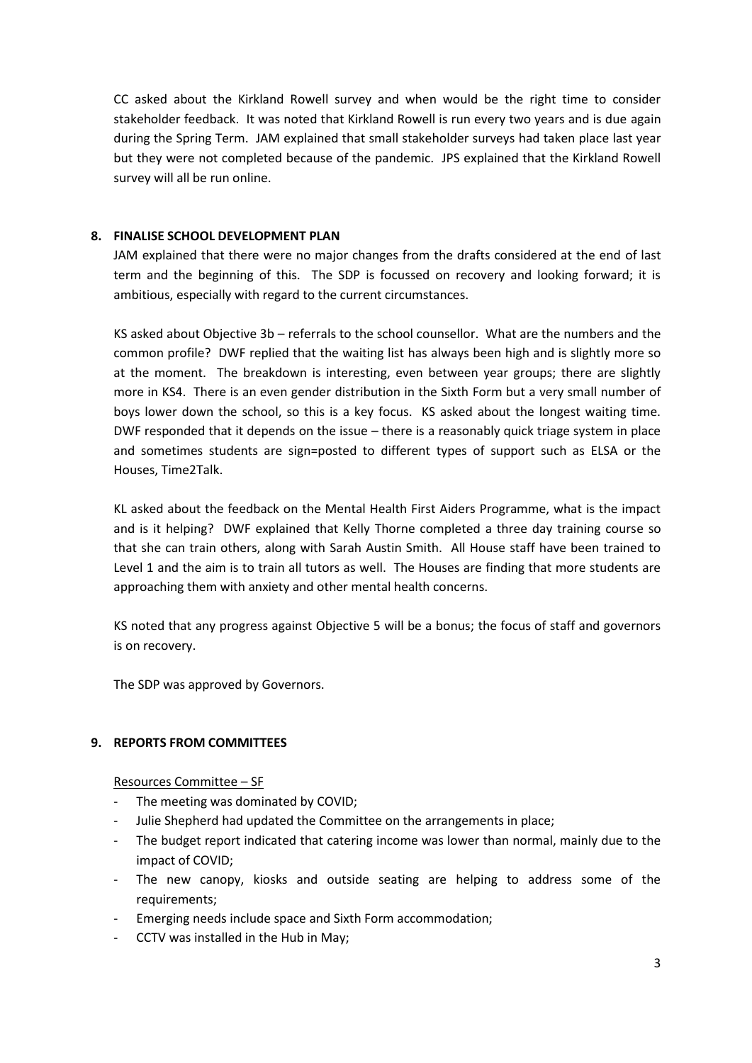CC asked about the Kirkland Rowell survey and when would be the right time to consider stakeholder feedback. It was noted that Kirkland Rowell is run every two years and is due again during the Spring Term. JAM explained that small stakeholder surveys had taken place last year but they were not completed because of the pandemic. JPS explained that the Kirkland Rowell survey will all be run online.

## 8. FINALISE SCHOOL DEVELOPMENT PLAN

JAM explained that there were no major changes from the drafts considered at the end of last term and the beginning of this. The SDP is focussed on recovery and looking forward; it is ambitious, especially with regard to the current circumstances.

KS asked about Objective 3b – referrals to the school counsellor. What are the numbers and the common profile? DWF replied that the waiting list has always been high and is slightly more so at the moment. The breakdown is interesting, even between year groups; there are slightly more in KS4. There is an even gender distribution in the Sixth Form but a very small number of boys lower down the school, so this is a key focus. KS asked about the longest waiting time. DWF responded that it depends on the issue – there is a reasonably quick triage system in place and sometimes students are sign=posted to different types of support such as ELSA or the Houses, Time2Talk.

KL asked about the feedback on the Mental Health First Aiders Programme, what is the impact and is it helping? DWF explained that Kelly Thorne completed a three day training course so that she can train others, along with Sarah Austin Smith. All House staff have been trained to Level 1 and the aim is to train all tutors as well. The Houses are finding that more students are approaching them with anxiety and other mental health concerns.

KS noted that any progress against Objective 5 will be a bonus; the focus of staff and governors is on recovery.

The SDP was approved by Governors.

## 9. REPORTS FROM COMMITTEES

Resources Committee – SF

- The meeting was dominated by COVID;
- Julie Shepherd had updated the Committee on the arrangements in place;
- The budget report indicated that catering income was lower than normal, mainly due to the impact of COVID;
- The new canopy, kiosks and outside seating are helping to address some of the requirements;
- Emerging needs include space and Sixth Form accommodation;
- CCTV was installed in the Hub in May;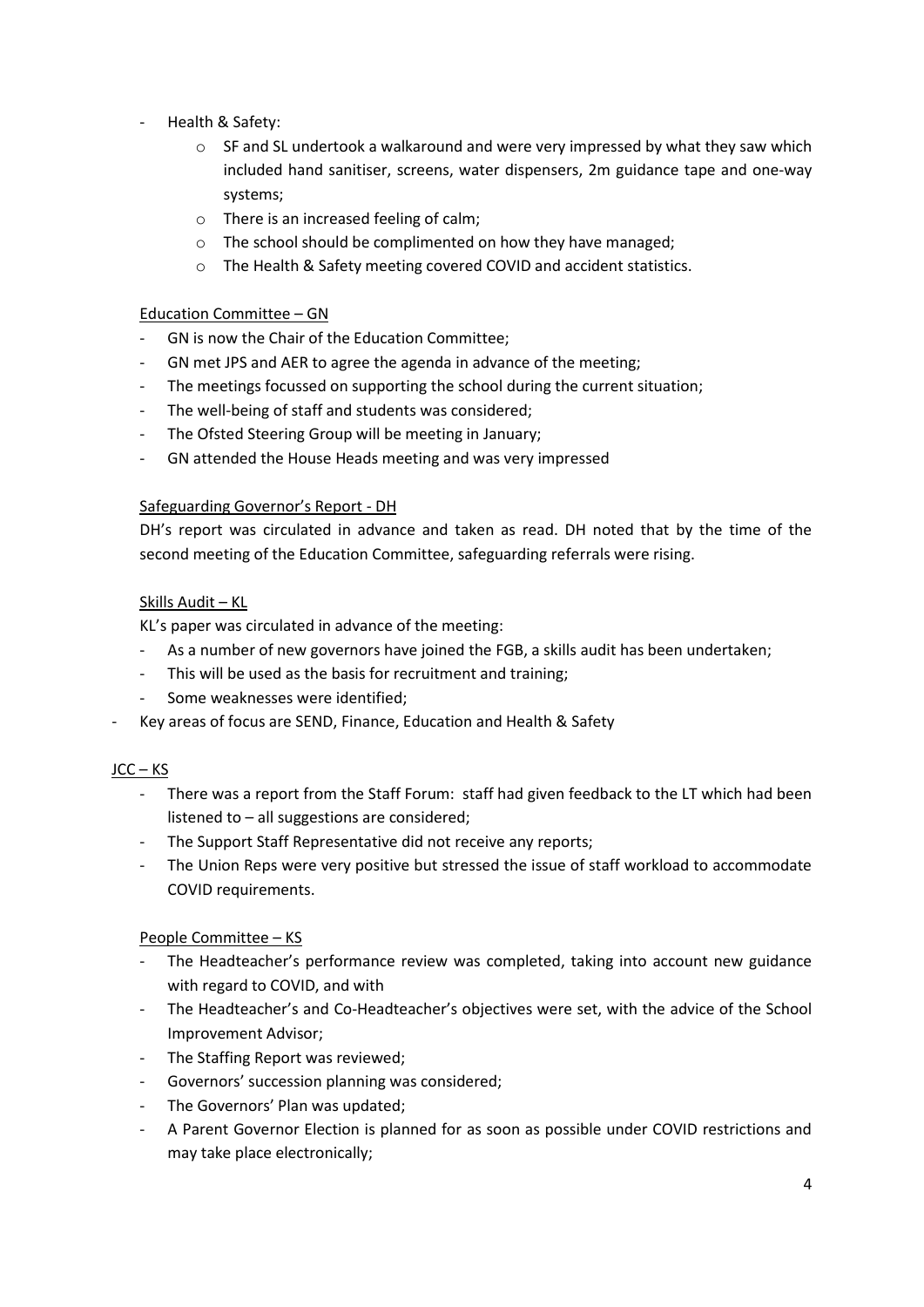- Health & Safety:
  - SF and SL undertook a walkaround and were very impressed by what they saw which included hand sanitiser, screens, water dispensers, 2m guidance tape and one-way systems;
  - There is an increased feeling of calm;
  - The school should be complimented on how they have managed;
  - The Health & Safety meeting covered COVID and accident statistics.

<u>Education Committee – GN</u>

- GN is now the Chair of the Education Committee;
- GN met JPS and AER to agree the agenda in advance of the meeting;
- The meetings focussed on supporting the school during the current situation;
- The well-being of staff and students was considered;
- The Ofsted Steering Group will be meeting in January;
- GN attended the House Heads meeting and was very impressed

<u>Safeguarding Governor's Report - DH</u>

DH's report was circulated in advance and taken as read. DH noted that by the time of the second meeting of the Education Committee, safeguarding referrals were rising.

<u>Skills Audit – KL</u>

KL's paper was circulated in advance of the meeting:

- As a number of new governors have joined the FGB, a skills audit has been undertaken;
- This will be used as the basis for recruitment and training;
- Some weaknesses were identified;
- Key areas of focus are SEND, Finance, Education and Health & Safety

<u>JCC – KS</u>

- There was a report from the Staff Forum: staff had given feedback to the LT which had been listened to – all suggestions are considered;
- The Support Staff Representative did not receive any reports;
- The Union Reps were very positive but stressed the issue of staff workload to accommodate COVID requirements.

<u>People Committee – KS</u>

- The Headteacher's performance review was completed, taking into account new guidance with regard to COVID, and with
- The Headteacher's and Co-Headteacher's objectives were set, with the advice of the School Improvement Advisor;
- The Staffing Report was reviewed;
- Governors' succession planning was considered;
- The Governors' Plan was updated;
- A Parent Governor Election is planned for as soon as possible under COVID restrictions and may take place electronically;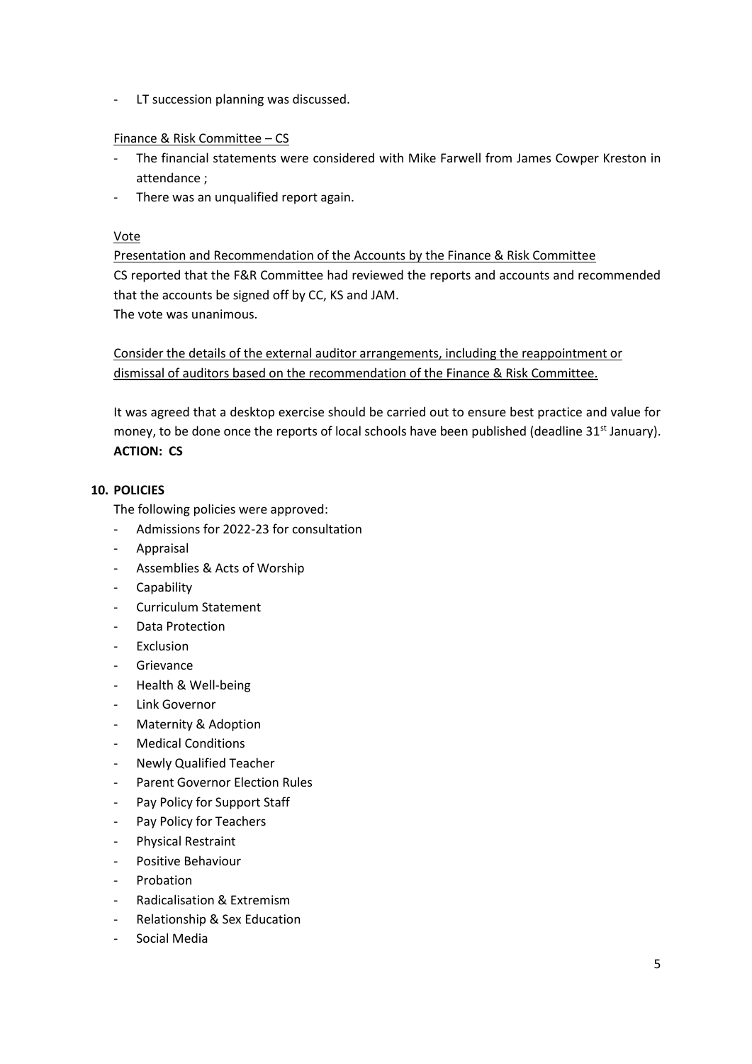- LT succession planning was discussed.

Finance & Risk Committee – CS

- The financial statements were considered with Mike Farwell from James Cowper Kreston in attendance ;
- There was an unqualified report again.

Vote

Presentation and Recommendation of the Accounts by the Finance & Risk Committee

CS reported that the F&R Committee had reviewed the reports and accounts and recommended that the accounts be signed off by CC, KS and JAM.

The vote was unanimous.

Consider the details of the external auditor arrangements, including the reappointment or dismissal of auditors based on the recommendation of the Finance & Risk Committee.

It was agreed that a desktop exercise should be carried out to ensure best practice and value for money, to be done once the reports of local schools have been published (deadline 31st January).

**ACTION: CS**

**10. POLICIES**

The following policies were approved:

- Admissions for 2022-23 for consultation
- Appraisal
- Assemblies & Acts of Worship
- Capability
- Curriculum Statement
- Data Protection
- Exclusion
- Grievance
- Health & Well-being
- Link Governor
- Maternity & Adoption
- Medical Conditions
- Newly Qualified Teacher
- Parent Governor Election Rules
- Pay Policy for Support Staff
- Pay Policy for Teachers
- Physical Restraint
- Positive Behaviour
- Probation
- Radicalisation & Extremism
- Relationship & Sex Education
- Social Media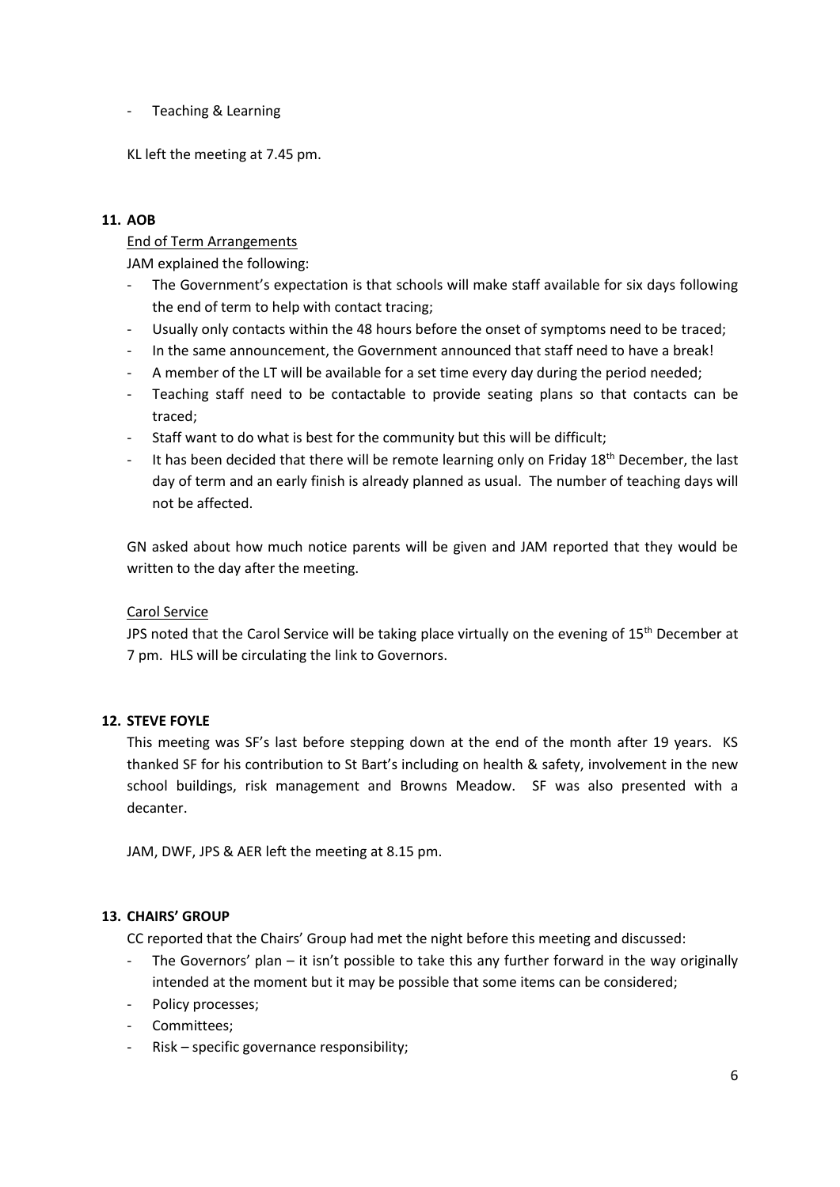- Teaching & Learning

KL left the meeting at 7.45 pm.

**11. AOB**

End of Term Arrangements

JAM explained the following:

- The Government's expectation is that schools will make staff available for six days following the end of term to help with contact tracing;
- Usually only contacts within the 48 hours before the onset of symptoms need to be traced;
- In the same announcement, the Government announced that staff need to have a break!
- A member of the LT will be available for a set time every day during the period needed;
- Teaching staff need to be contactable to provide seating plans so that contacts can be traced;
- Staff want to do what is best for the community but this will be difficult;
- It has been decided that there will be remote learning only on Friday 18th December, the last day of term and an early finish is already planned as usual. The number of teaching days will not be affected.

GN asked about how much notice parents will be given and JAM reported that they would be written to the day after the meeting.

Carol Service

JPS noted that the Carol Service will be taking place virtually on the evening of 15th December at 7 pm. HLS will be circulating the link to Governors.

**12. STEVE FOYLE**

This meeting was SF's last before stepping down at the end of the month after 19 years. KS thanked SF for his contribution to St Bart's including on health & safety, involvement in the new school buildings, risk management and Browns Meadow. SF was also presented with a decanter.

JAM, DWF, JPS & AER left the meeting at 8.15 pm.

**13. CHAIRS' GROUP**

CC reported that the Chairs' Group had met the night before this meeting and discussed:

- The Governors' plan – it isn't possible to take this any further forward in the way originally intended at the moment but it may be possible that some items can be considered;
- Policy processes;
- Committees;
- Risk – specific governance responsibility;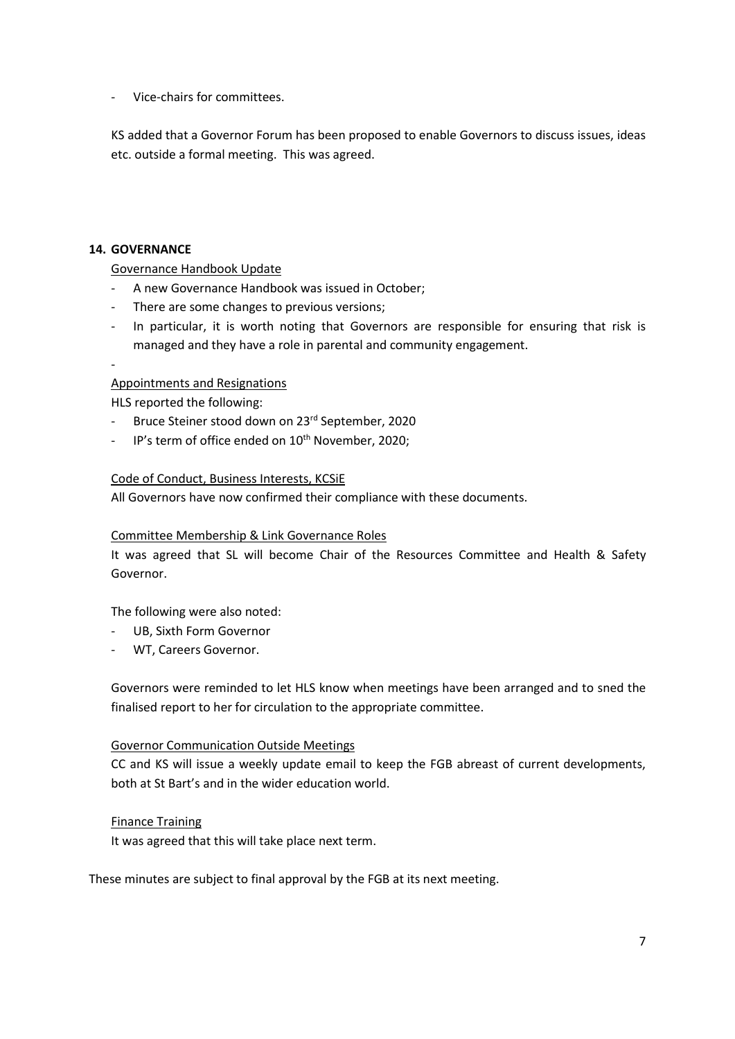- Vice-chairs for committees.

KS added that a Governor Forum has been proposed to enable Governors to discuss issues, ideas etc. outside a formal meeting. This was agreed.

**14. GOVERNANCE**

Governance Handbook Update

- A new Governance Handbook was issued in October;
- There are some changes to previous versions;
- In particular, it is worth noting that Governors are responsible for ensuring that risk is managed and they have a role in parental and community engagement.
-

Appointments and Resignations

HLS reported the following:

- Bruce Steiner stood down on 23rd September, 2020
- IP's term of office ended on 10th November, 2020;

Code of Conduct, Business Interests, KCSiE

All Governors have now confirmed their compliance with these documents.

Committee Membership & Link Governance Roles

It was agreed that SL will become Chair of the Resources Committee and Health & Safety Governor.

The following were also noted:

- UB, Sixth Form Governor
- WT, Careers Governor.

Governors were reminded to let HLS know when meetings have been arranged and to sned the finalised report to her for circulation to the appropriate committee.

Governor Communication Outside Meetings

CC and KS will issue a weekly update email to keep the FGB abreast of current developments, both at St Bart's and in the wider education world.

Finance Training

It was agreed that this will take place next term.

These minutes are subject to final approval by the FGB at its next meeting.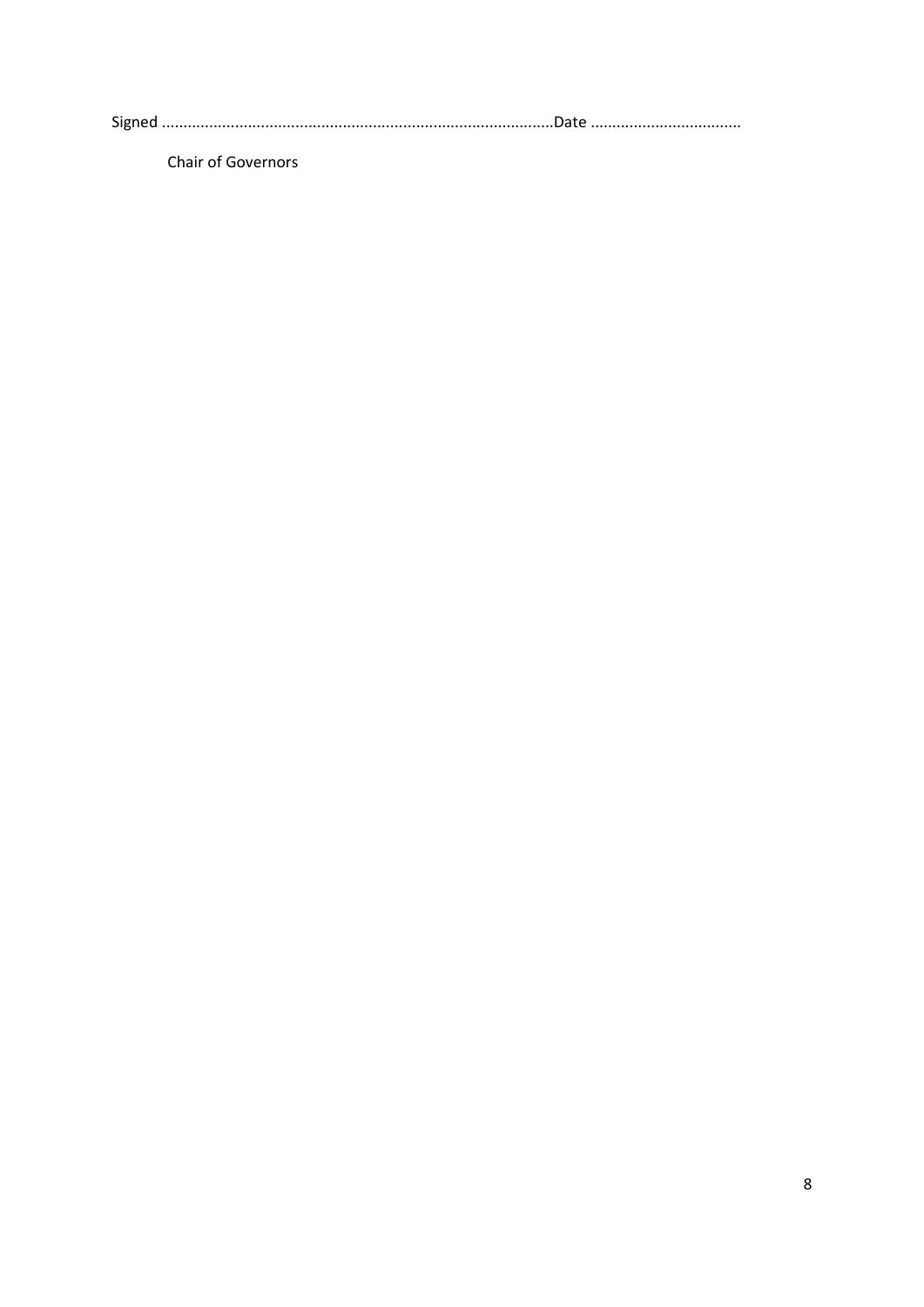Signed ..........................................................................................Date ..................................

Chair of Governors